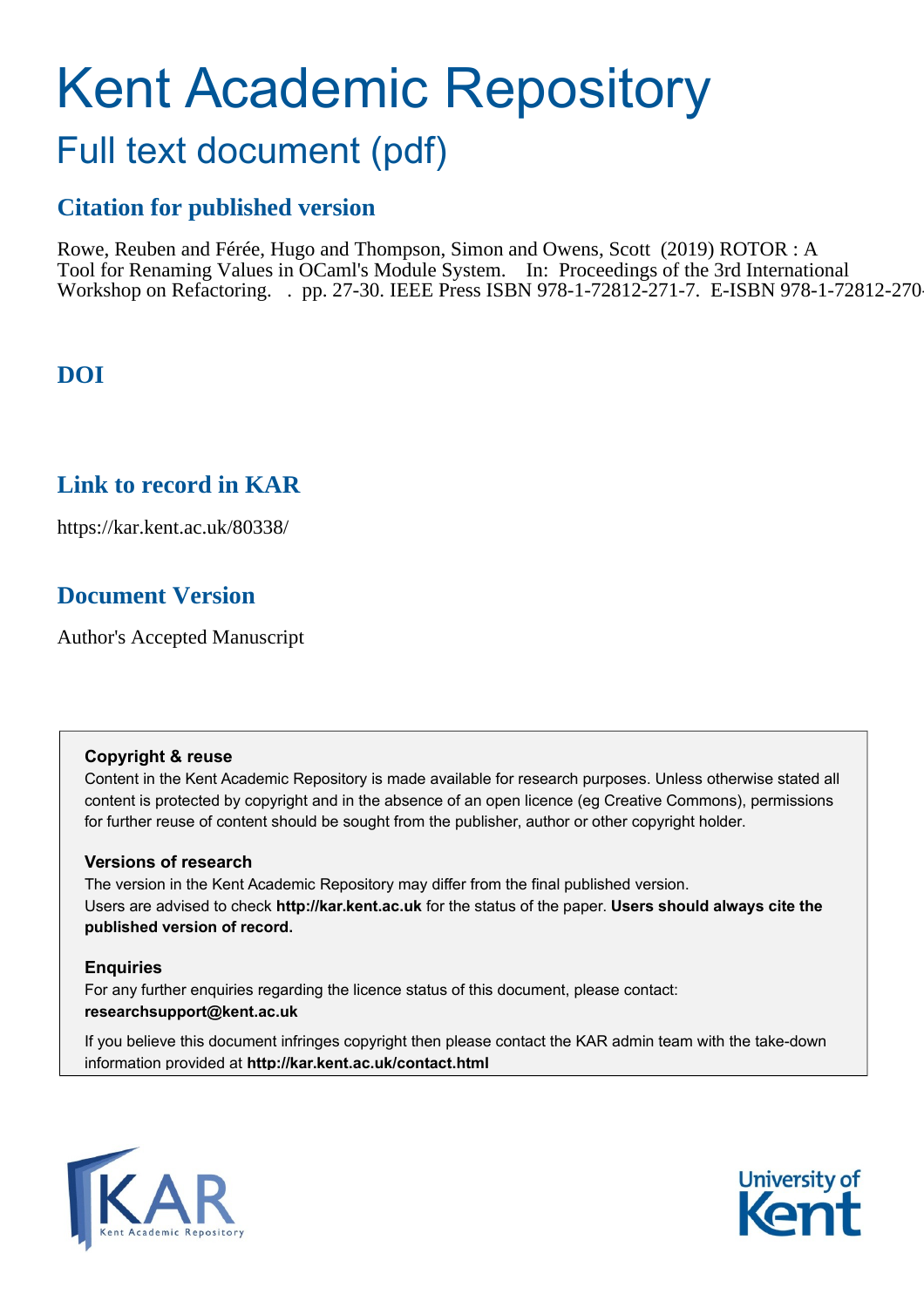# Kent Academic Repository

## Full text document (pdf)

### Citation for published version

Rowe, Reuben and Férée, Hugo and Thompson, Simon and Owens, Scott (2019) ROTOR : A Tool for Renaming Values in OCaml's Module System. In: Proceedings of the 3rd International Workshop on Refactoring. . pp. 27-30. IEEE Press ISBN 978-1-72812-271-7. E-ISBN 978-1-72812-270-

### DOI

### Link to record in KAR

https://kar.kent.ac.uk/80338/

### Document Version

Author's Accepted Manuscript

**Copyright & reuse**

Content in the Kent Academic Repository is made available for research purposes. Unless otherwise stated all content is protected by copyright and in the absence of an open licence (eg Creative Commons), permissions for further reuse of content should be sought from the publisher, author or other copyright holder.

**Versions of research**

The version in the Kent Academic Repository may differ from the final published version. Users are advised to check **http://kar.kent.ac.uk** for the status of the paper. **Users should always cite the published version of record.**

**Enquiries**

For any further enquiries regarding the licence status of this document, please contact: **researchsupport@kent.ac.uk**

If you believe this document infringes copyright then please contact the KAR admin team with the take-down information provided at **http://kar.kent.ac.uk/contact.html**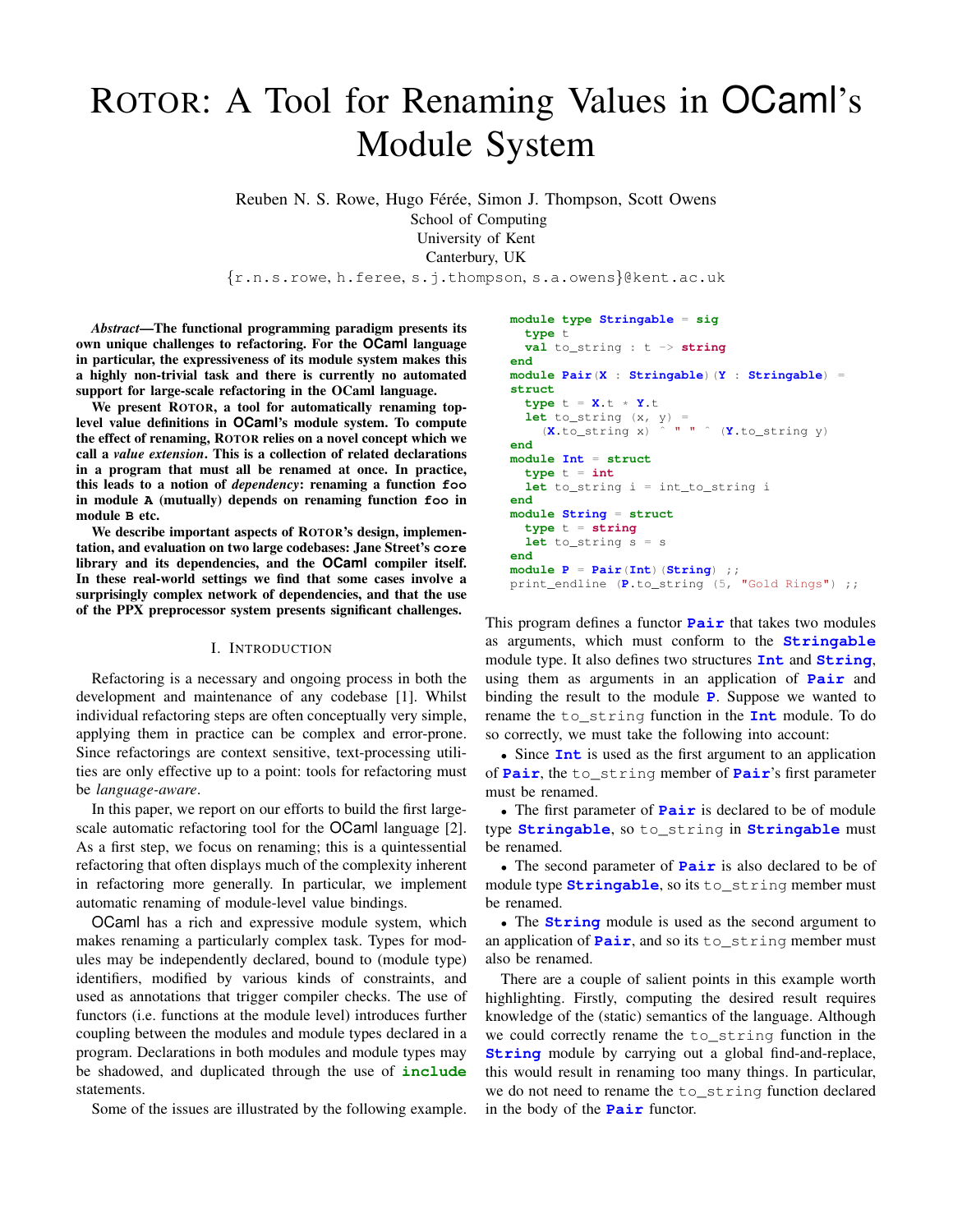# ROTOR: A Tool for Renaming Values in OCaml's Module System

Reuben N. S. Rowe, Hugo Férée, Simon J. Thompson, Scott Owens
School of Computing
University of Kent
Canterbury, UK
{r.n.s.rowe, h.feree, s.j.thompson, s.a.owens}@kent.ac.uk

***Abstract*—The functional programming paradigm presents its own unique challenges to refactoring. For the OCaml language in particular, the expressiveness of its module system makes this a highly non-trivial task and there is currently no automated support for large-scale refactoring in the OCaml language.**

**We present ROTOR, a tool for automatically renaming top-level value definitions in OCaml's module system. To compute the effect of renaming, ROTOR relies on a novel concept which we call a *value extension*. This is a collection of related declarations in a program that must all be renamed at once. In practice, this leads to a notion of *dependency*: renaming a function `foo` in module `A` (mutually) depends on renaming function `foo` in module `B` etc.**

**We describe important aspects of ROTOR's design, implementation, and evaluation on two large codebases: Jane Street's `core` library and its dependencies, and the OCaml compiler itself. In these real-world settings we find that some cases involve a surprisingly complex network of dependencies, and that the use of the PPX preprocessor system presents significant challenges.**

## I. INTRODUCTION

Refactoring is a necessary and ongoing process in both the development and maintenance of any codebase [1]. Whilst individual refactoring steps are often conceptually very simple, applying them in practice can be complex and error-prone. Since refactorings are context sensitive, text-processing utilities are only effective up to a point: tools for refactoring must be *language-aware*.

In this paper, we report on our efforts to build the first large-scale automatic refactoring tool for the OCaml language [2]. As a first step, we focus on renaming; this is a quintessential refactoring that often displays much of the complexity inherent in refactoring more generally. In particular, we implement automatic renaming of module-level value bindings.

OCaml has a rich and expressive module system, which makes renaming a particularly complex task. Types for modules may be independently declared, bound to (module type) identifiers, modified by various kinds of constraints, and used as annotations that trigger compiler checks. The use of functors (i.e. functions at the module level) introduces further coupling between the modules and module types declared in a program. Declarations in both modules and module types may be shadowed, and duplicated through the use of `include` statements.

Some of the issues are illustrated by the following example.

```
module type Stringable = sig
  type t
  val to_string : t -> string
end
module Pair(X : Stringable)(Y : Stringable) =
struct
  type t = X.t * Y.t
  let to_string (x, y) =
    (X.to_string x) ^ " " ^ (Y.to_string y)
end
module Int = struct
  type t = int
  let to_string i = int_to_string i
end
module String = struct
  type t = string
  let to_string s = s
end
module P = Pair(Int)(String) ;;
print_endline (P.to_string (5, "Gold Rings") ;;
```

This program defines a functor `Pair` that takes two modules as arguments, which must conform to the `Stringable` module type. It also defines two structures `Int` and `String`, using them as arguments in an application of `Pair` and binding the result to the module `P`. Suppose we wanted to rename the `to_string` function in the `Int` module. To do so correctly, we must take the following into account:

- Since `Int` is used as the first argument to an application of `Pair`, the `to_string` member of `Pair`'s first parameter must be renamed.
- The first parameter of `Pair` is declared to be of module type `Stringable`, so `to_string` in `Stringable` must be renamed.
- The second parameter of `Pair` is also declared to be of module type `Stringable`, so its `to_string` member must be renamed.
- The `String` module is used as the second argument to an application of `Pair`, and so its `to_string` member must also be renamed.

There are a couple of salient points in this example worth highlighting. Firstly, computing the desired result requires knowledge of the (static) semantics of the language. Although we could correctly rename the `to_string` function in the `String` module by carrying out a global find-and-replace, this would result in renaming too many things. In particular, we do not need to rename the `to_string` function declared in the body of the `Pair` functor.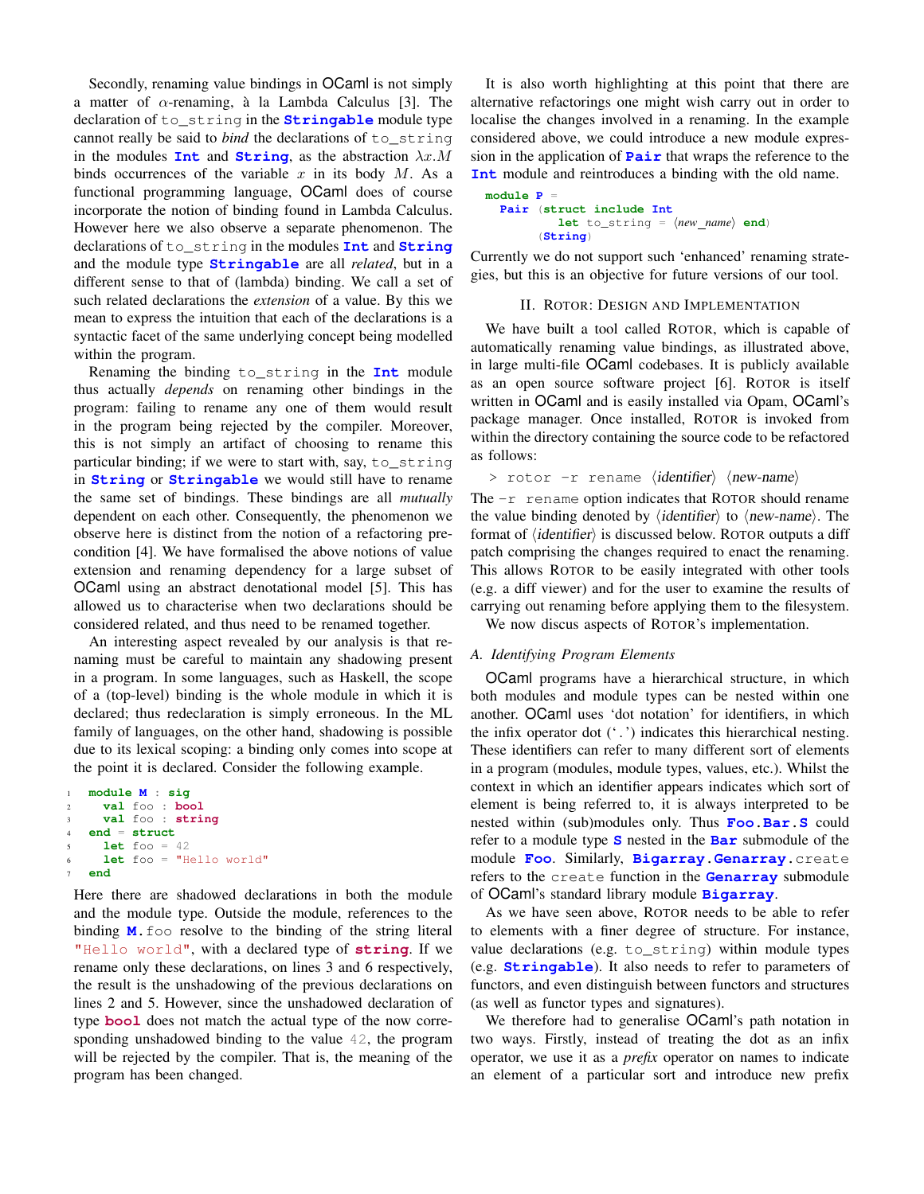Secondly, renaming value bindings in OCaml is not simply a matter of $\alpha$-renaming, à la Lambda Calculus [3]. The declaration of `to_string` in the **`Stringable`** module type cannot really be said to *bind* the declarations of `to_string` in the modules **`Int`** and **`String`**, as the abstraction $\lambda x.M$ binds occurrences of the variable $x$ in its body $M$. As a functional programming language, OCaml does of course incorporate the notion of binding found in Lambda Calculus. However here we also observe a separate phenomenon. The declarations of `to_string` in the modules **`Int`** and **`String`** and the module type **`Stringable`** are all *related*, but in a different sense to that of (lambda) binding. We call a set of such related declarations the *extension* of a value. By this we mean to express the intuition that each of the declarations is a syntactic facet of the same underlying concept being modelled within the program.

Renaming the binding `to_string` in the **`Int`** module thus actually *depends* on renaming other bindings in the program: failing to rename any one of them would result in the program being rejected by the compiler. Moreover, this is not simply an artifact of choosing to rename this particular binding; if we were to start with, say, `to_string` in **`String`** or **`Stringable`** we would still have to rename the same set of bindings. These bindings are all *mutually* dependent on each other. Consequently, the phenomenon we observe here is distinct from the notion of a refactoring precondition [4]. We have formalised the above notions of value extension and renaming dependency for a large subset of OCaml using an abstract denotational model [5]. This has allowed us to characterise when two declarations should be considered related, and thus need to be renamed together.

An interesting aspect revealed by our analysis is that renaming must be careful to maintain any shadowing present in a program. In some languages, such as Haskell, the scope of a (top-level) binding is the whole module in which it is declared; thus redeclaration is simply erroneous. In the ML family of languages, on the other hand, shadowing is possible due to its lexical scoping: a binding only comes into scope at the point it is declared. Consider the following example.

```
1  module M : sig
2    val foo : bool
3    val foo : string
4  end = struct
5    let foo = 42
6    let foo = "Hello world"
7  end
```

Here there are shadowed declarations in both the module and the module type. Outside the module, references to the binding **`M`**`.foo` resolve to the binding of the string literal `"Hello world"`, with a declared type of **`string`**. If we rename only these declarations, on lines 3 and 6 respectively, the result is the unshadowing of the previous declarations on lines 2 and 5. However, since the unshadowed declaration of type **`bool`** does not match the actual type of the now corresponding unshadowed binding to the value `42`, the program will be rejected by the compiler. That is, the meaning of the program has been changed.

It is also worth highlighting at this point that there are alternative refactorings one might wish carry out in order to localise the changes involved in a renaming. In the example considered above, we could introduce a new module expression in the application of **`Pair`** that wraps the reference to the **`Int`** module and reintroduces a binding with the old name.

```
module P =
  Pair (struct include Int
          let to_string = ⟨new_name⟩ end)
       (String)
```

Currently we do not support such 'enhanced' renaming strategies, but this is an objective for future versions of our tool.

## II. Rotor: Design and Implementation

We have built a tool called Rotor, which is capable of automatically renaming value bindings, as illustrated above, in large multi-file OCaml codebases. It is publicly available as an open source software project [6]. Rotor is itself written in OCaml and is easily installed via Opam, OCaml's package manager. Once installed, Rotor is invoked from within the directory containing the source code to be refactored as follows:

```
> rotor -r rename ⟨identifier⟩ ⟨new-name⟩
```

The `-r rename` option indicates that Rotor should rename the value binding denoted by ⟨identifier⟩ to ⟨new-name⟩. The format of ⟨identifier⟩ is discussed below. Rotor outputs a diff patch comprising the changes required to enact the renaming. This allows Rotor to be easily integrated with other tools (e.g. a diff viewer) and for the user to examine the results of carrying out renaming before applying them to the filesystem.

We now discus aspects of Rotor's implementation.

### A. Identifying Program Elements

OCaml programs have a hierarchical structure, in which both modules and module types can be nested within one another. OCaml uses 'dot notation' for identifiers, in which the infix operator dot ('`.`') indicates this hierarchical nesting. These identifiers can refer to many different sort of elements in a program (modules, module types, values, etc.). Whilst the context in which an identifier appears indicates which sort of element is being referred to, it is always interpreted to be nested within (sub)modules only. Thus **`Foo.Bar.S`** could refer to a module type **`S`** nested in the **`Bar`** submodule of the module **`Foo`**. Similarly, **`Bigarray.Genarray`**`.create` refers to the `create` function in the **`Genarray`** submodule of OCaml's standard library module **`Bigarray`**.

As we have seen above, Rotor needs to be able to refer to elements with a finer degree of structure. For instance, value declarations (e.g. `to_string`) within module types (e.g. **`Stringable`**). It also needs to refer to parameters of functors, and even distinguish between functors and structures (as well as functor types and signatures).

We therefore had to generalise OCaml's path notation in two ways. Firstly, instead of treating the dot as an infix operator, we use it as a *prefix* operator on names to indicate an element of a particular sort and introduce new prefix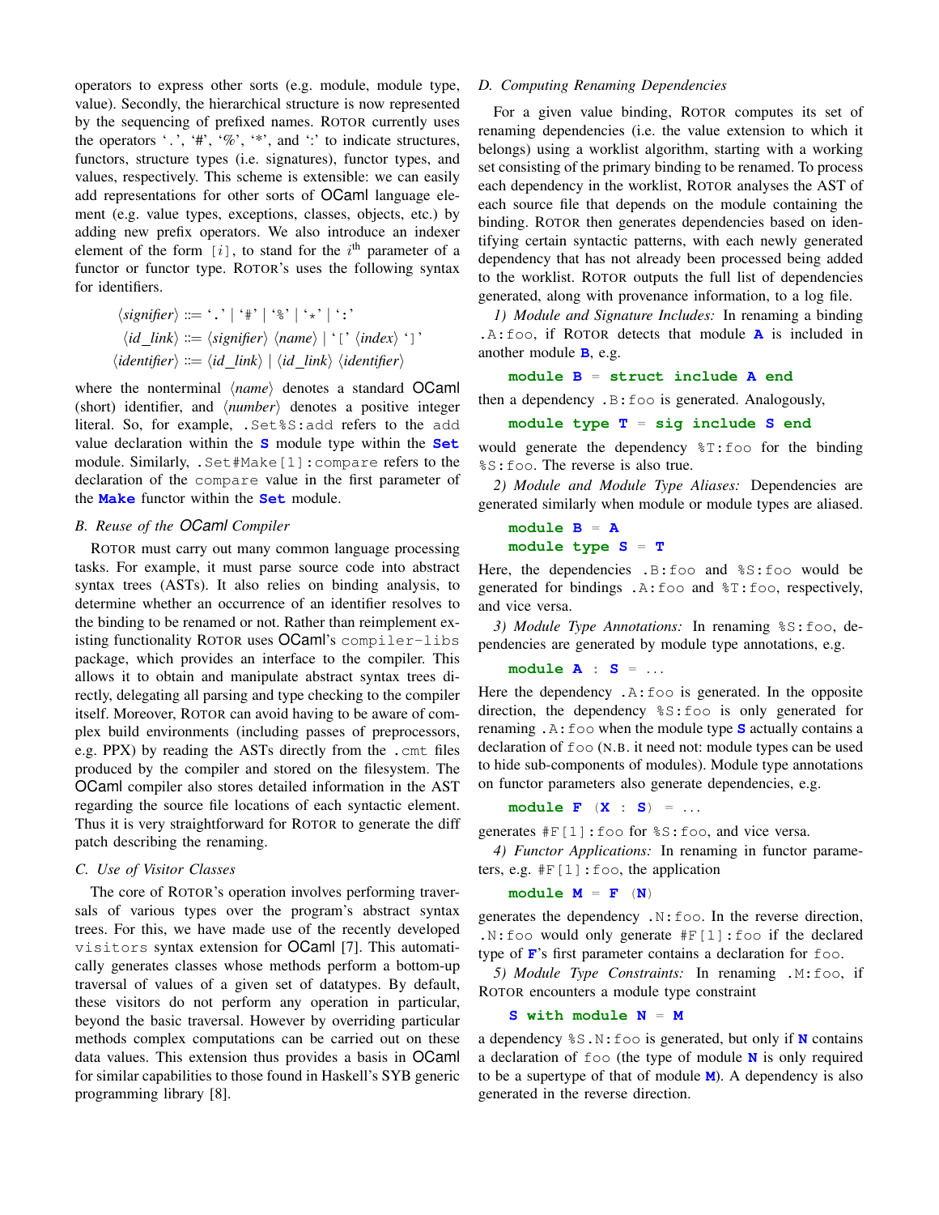operators to express other sorts (e.g. module, module type, value). Secondly, the hierarchical structure is now represented by the sequencing of prefixed names. ROTOR currently uses the operators '.', '#', '%', '*', and ':' to indicate structures, functors, structure types (i.e. signatures), functor types, and values, respectively. This scheme is extensible: we can easily add representations for other sorts of OCaml language element (e.g. value types, exceptions, classes, objects, etc.) by adding new prefix operators. We also introduce an indexer element of the form `[i]`, to stand for the $i^{\text{th}}$ parameter of a functor or functor type. ROTOR's uses the following syntax for identifiers.

$$\langle signifier \rangle ::= \text{`.'} \mid \text{`\#'} \mid \text{`\%'} \mid \text{`*'} \mid \text{`:'}$$
$$\langle id\_link \rangle ::= \langle signifier \rangle \ \langle name \rangle \mid \text{`['} \ \langle index \rangle \ \text{`]'}$$
$$\langle identifier \rangle ::= \langle id\_link \rangle \mid \langle id\_link \rangle \ \langle identifier \rangle$$

where the nonterminal $\langle name \rangle$ denotes a standard OCaml (short) identifier, and $\langle number \rangle$ denotes a positive integer literal. So, for example, `.Set%S:add` refers to the `add` value declaration within the **S** module type within the **Set** module. Similarly, `.Set#Make[1]:compare` refers to the declaration of the `compare` value in the first parameter of the **Make** functor within the **Set** module.

### B. Reuse of the OCaml Compiler

ROTOR must carry out many common language processing tasks. For example, it must parse source code into abstract syntax trees (ASTs). It also relies on binding analysis, to determine whether an occurrence of an identifier resolves to the binding to be renamed or not. Rather than reimplement existing functionality ROTOR uses OCaml's `compiler-libs` package, which provides an interface to the compiler. This allows it to obtain and manipulate abstract syntax trees directly, delegating all parsing and type checking to the compiler itself. Moreover, ROTOR can avoid having to be aware of complex build environments (including passes of preprocessors, e.g. PPX) by reading the ASTs directly from the `.cmt` files produced by the compiler and stored on the filesystem. The OCaml compiler also stores detailed information in the AST regarding the source file locations of each syntactic element. Thus it is very straightforward for ROTOR to generate the diff patch describing the renaming.

### C. Use of Visitor Classes

The core of ROTOR's operation involves performing traversals of various types over the program's abstract syntax trees. For this, we have made use of the recently developed `visitors` syntax extension for OCaml [7]. This automatically generates classes whose methods perform a bottom-up traversal of values of a given set of datatypes. By default, these visitors do not perform any operation in particular, beyond the basic traversal. However by overriding particular methods complex computations can be carried out on these data values. This extension thus provides a basis in OCaml for similar capabilities to those found in Haskell's SYB generic programming library [8].

### D. Computing Renaming Dependencies

For a given value binding, ROTOR computes its set of renaming dependencies (i.e. the value extension to which it belongs) using a worklist algorithm, starting with a working set consisting of the primary binding to be renamed. To process each dependency in the worklist, ROTOR analyses the AST of each source file that depends on the module containing the binding. ROTOR then generates dependencies based on identifying certain syntactic patterns, with each newly generated dependency that has not already been processed being added to the worklist. ROTOR outputs the full list of dependencies generated, along with provenance information, to a log file.

*1) Module and Signature Includes:* In renaming a binding `.A:foo`, if ROTOR detects that module **A** is included in another module **B**, e.g.

```
module B = struct include A end
```

then a dependency `.B:foo` is generated. Analogously,

```
module type T = sig include S end
```

would generate the dependency `%T:foo` for the binding `%S:foo`. The reverse is also true.

*2) Module and Module Type Aliases:* Dependencies are generated similarly when module or module types are aliased.

```
module B = A
module type S = T
```

Here, the dependencies `.B:foo` and `%S:foo` would be generated for bindings `.A:foo` and `%T:foo`, respectively, and vice versa.

*3) Module Type Annotations:* In renaming `%S:foo`, dependencies are generated by module type annotations, e.g.

```
module A : S = ...
```

Here the dependency `.A:foo` is generated. In the opposite direction, the dependency `%S:foo` is only generated for renaming `.A:foo` when the module type **S** actually contains a declaration of `foo` (N.B. it need not: module types can be used to hide sub-components of modules). Module type annotations on functor parameters also generate dependencies, e.g.

```
module F (X : S) = ...
```

generates `#F[1]:foo` for `%S:foo`, and vice versa.

*4) Functor Applications:* In renaming in functor parameters, e.g. `#F[1]:foo`, the application

```
module M = F (N)
```

generates the dependency `.N:foo`. In the reverse direction, `.N:foo` would only generate `#F[1]:foo` if the declared type of **F**'s first parameter contains a declaration for `foo`.

*5) Module Type Constraints:* In renaming `.M:foo`, if ROTOR encounters a module type constraint

```
S with module N = M
```

a dependency `%S.N:foo` is generated, but only if **N** contains a declaration of `foo` (the type of module **N** is only required to be a supertype of that of module **M**). A dependency is also generated in the reverse direction.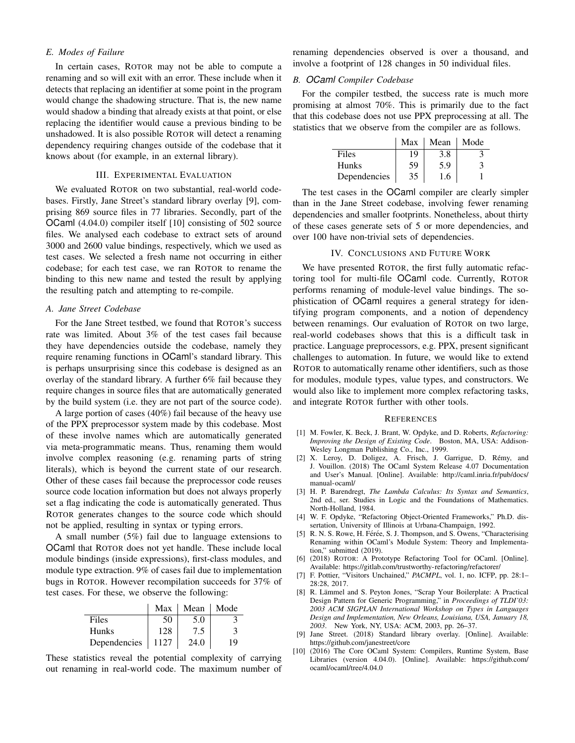### E. Modes of Failure

In certain cases, ROTOR may not be able to compute a renaming and so will exit with an error. These include when it detects that replacing an identifier at some point in the program would change the shadowing structure. That is, the new name would shadow a binding that already exists at that point, or else replacing the identifier would cause a previous binding to be unshadowed. It is also possible ROTOR will detect a renaming dependency requiring changes outside of the codebase that it knows about (for example, in an external library).

## III. Experimental Evaluation

We evaluated ROTOR on two substantial, real-world codebases. Firstly, Jane Street's standard library overlay [9], comprising 869 source files in 77 libraries. Secondly, part of the OCaml (4.04.0) compiler itself [10] consisting of 502 source files. We analysed each codebase to extract sets of around 3000 and 2600 value bindings, respectively, which we used as test cases. We selected a fresh name not occurring in either codebase; for each test case, we ran ROTOR to rename the binding to this new name and tested the result by applying the resulting patch and attempting to re-compile.

### A. Jane Street Codebase

For the Jane Street testbed, we found that ROTOR's success rate was limited. About 3% of the test cases fail because they have dependencies outside the codebase, namely they require renaming functions in OCaml's standard library. This is perhaps unsurprising since this codebase is designed as an overlay of the standard library. A further 6% fail because they require changes in source files that are automatically generated by the build system (i.e. they are not part of the source code).

A large portion of cases (40%) fail because of the heavy use of the PPX preprocessor system made by this codebase. Most of these involve names which are automatically generated via meta-programmatic means. Thus, renaming them would involve complex reasoning (e.g. renaming parts of string literals), which is beyond the current state of our research. Other of these cases fail because the preprocessor code reuses source code location information but does not always properly set a flag indicating the code is automatically generated. Thus ROTOR generates changes to the source code which should not be applied, resulting in syntax or typing errors.

A small number (5%) fail due to language extensions to OCaml that ROTOR does not yet handle. These include local module bindings (inside expressions), first-class modules, and module type extraction. 9% of cases fail due to implementation bugs in ROTOR. However recompilation succeeds for 37% of test cases. For these, we observe the following:

| | Max | Mean | Mode |
|---|---|---|---|
| Files | 50 | 5.0 | 3 |
| Hunks | 128 | 7.5 | 3 |
| Dependencies | 1127 | 24.0 | 19 |

These statistics reveal the potential complexity of carrying out renaming in real-world code. The maximum number of renaming dependencies observed is over a thousand, and involve a footprint of 128 changes in 50 individual files.

### B. OCaml Compiler Codebase

For the compiler testbed, the success rate is much more promising at almost 70%. This is primarily due to the fact that this codebase does not use PPX preprocessing at all. The statistics that we observe from the compiler are as follows.

| | Max | Mean | Mode |
|---|---|---|---|
| Files | 19 | 3.8 | 3 |
| Hunks | 59 | 5.9 | 3 |
| Dependencies | 35 | 1.6 | 1 |

The test cases in the OCaml compiler are clearly simpler than in the Jane Street codebase, involving fewer renaming dependencies and smaller footprints. Nonetheless, about thirty of these cases generate sets of 5 or more dependencies, and over 100 have non-trivial sets of dependencies.

## IV. Conclusions and Future Work

We have presented ROTOR, the first fully automatic refactoring tool for multi-file OCaml code. Currently, ROTOR performs renaming of module-level value bindings. The sophistication of OCaml requires a general strategy for identifying program components, and a notion of dependency between renamings. Our evaluation of ROTOR on two large, real-world codebases shows that this is a difficult task in practice. Language preprocessors, e.g. PPX, present significant challenges to automation. In future, we would like to extend ROTOR to automatically rename other identifiers, such as those for modules, module types, value types, and constructors. We would also like to implement more complex refactoring tasks, and integrate ROTOR further with other tools.

## References

[1] M. Fowler, K. Beck, J. Brant, W. Opdyke, and D. Roberts, *Refactoring: Improving the Design of Existing Code*. Boston, MA, USA: Addison-Wesley Longman Publishing Co., Inc., 1999.

[2] X. Leroy, D. Doligez, A. Frisch, J. Garrigue, D. Rémy, and J. Vouillon. (2018) The OCaml System Release 4.07 Documentation and User's Manual. [Online]. Available: http://caml.inria.fr/pub/docs/manual-ocaml/

[3] H. P. Barendregt, *The Lambda Calculus: Its Syntax and Semantics*, 2nd ed., ser. Studies in Logic and the Foundations of Mathematics. North-Holland, 1984.

[4] W. F. Opdyke, "Refactoring Object-Oriented Frameworks," Ph.D. dissertation, University of Illinois at Urbana-Champaign, 1992.

[5] R. N. S. Rowe, H. Férée, S. J. Thompson, and S. Owens, "Characterising Renaming within OCaml's Module System: Theory and Implementation," submitted (2019).

[6] (2018) ROTOR: A Prototype Refactoring Tool for OCaml. [Online]. Available: https://gitlab.com/trustworthy-refactoring/refactorer/

[7] F. Pottier, "Visitors Unchained," *PACMPL*, vol. 1, no. ICFP, pp. 28:1–28:28, 2017.

[8] R. Lämmel and S. Peyton Jones, "Scrap Your Boilerplate: A Practical Design Pattern for Generic Programming," in *Proceedings of TLDI'03: 2003 ACM SIGPLAN International Workshop on Types in Languages Design and Implementation, New Orleans, Louisiana, USA, January 18, 2003*. New York, NY, USA: ACM, 2003, pp. 26–37.

[9] Jane Street. (2018) Standard library overlay. [Online]. Available: https://github.com/janestreet/core

[10] (2016) The Core OCaml System: Compilers, Runtime System, Base Libraries (version 4.04.0). [Online]. Available: https://github.com/ocaml/ocaml/tree/4.04.0